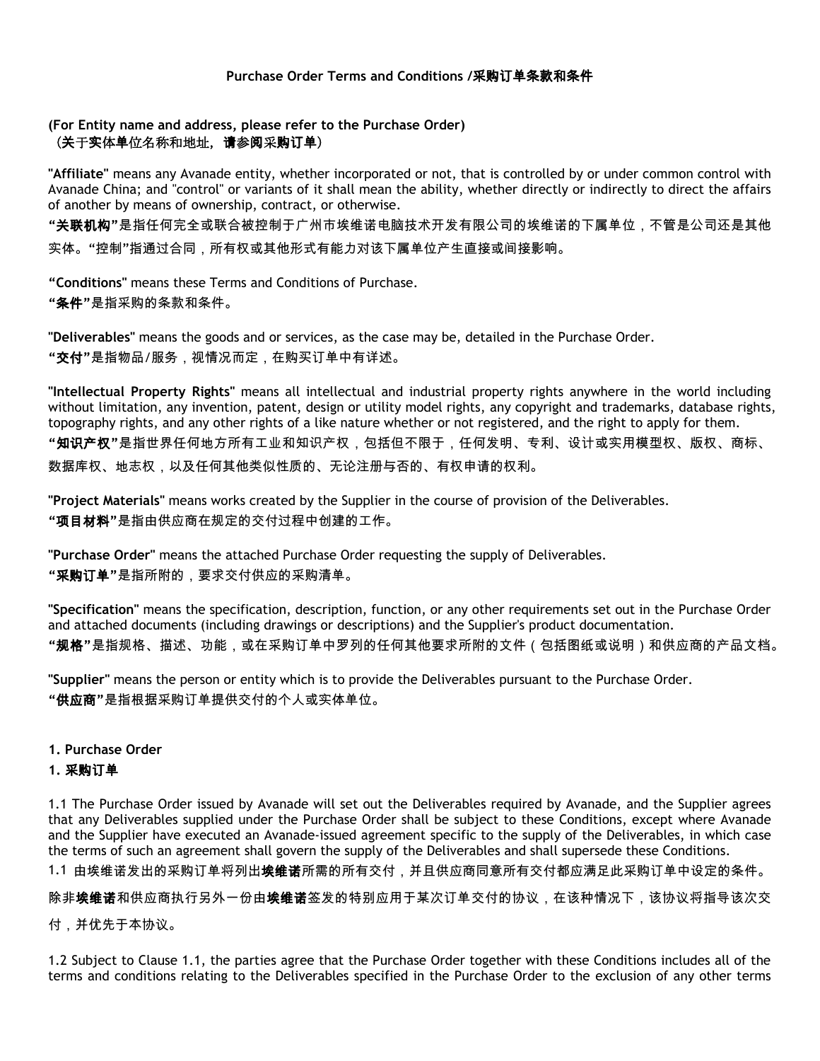**Purchase Order Terms and Conditions /采购订单条款和条件**

**(For Entity name and address, please refer to the Purchase Order)**
**（关于实体单位名称和地址，请参阅采购订单）**

"**Affiliate**" means any Avanade entity, whether incorporated or not, that is controlled by or under common control with Avanade China; and "control" or variants of it shall mean the ability, whether directly or indirectly to direct the affairs of another by means of ownership, contract, or otherwise.
**"关联机构"**是指任何完全或联合被控制于广州市埃维诺电脑技术开发有限公司的埃维诺的下属单位，不管是公司还是其他实体。"控制"指通过合同，所有权或其他形式有能力对该下属单位产生直接或间接影响。

**"Conditions"** means these Terms and Conditions of Purchase.
**"条件"**是指采购的条款和条件。

"**Deliverables**" means the goods and or services, as the case may be, detailed in the Purchase Order.
**"交付"**是指物品/服务，视情况而定，在购买订单中有详述。

"**Intellectual Property Rights**" means all intellectual and industrial property rights anywhere in the world including without limitation, any invention, patent, design or utility model rights, any copyright and trademarks, database rights, topography rights, and any other rights of a like nature whether or not registered, and the right to apply for them.
**"知识产权"**是指世界任何地方所有工业和知识产权，包括但不限于，任何发明、专利、设计或实用模型权、版权、商标、数据库权、地志权，以及任何其他类似性质的、无论注册与否的、有权申请的权利。

"**Project Materials**" means works created by the Supplier in the course of provision of the Deliverables.
**"项目材料"**是指由供应商在规定的交付过程中创建的工作。

"**Purchase Order**" means the attached Purchase Order requesting the supply of Deliverables.
**"采购订单"**是指所附的，要求交付供应的采购清单。

"**Specification**" means the specification, description, function, or any other requirements set out in the Purchase Order and attached documents (including drawings or descriptions) and the Supplier's product documentation.
**"规格"**是指规格、描述、功能，或在采购订单中罗列的任何其他要求所附的文件（包括图纸或说明）和供应商的产品文档。

"**Supplier**" means the person or entity which is to provide the Deliverables pursuant to the Purchase Order.
**"供应商"**是指根据采购订单提供交付的个人或实体单位。

**1. Purchase Order**

**1. 采购订单**

1.1 The Purchase Order issued by Avanade will set out the Deliverables required by Avanade, and the Supplier agrees that any Deliverables supplied under the Purchase Order shall be subject to these Conditions, except where Avanade and the Supplier have executed an Avanade-issued agreement specific to the supply of the Deliverables, in which case the terms of such an agreement shall govern the supply of the Deliverables and shall supersede these Conditions.
1.1 由埃维诺发出的采购订单将列出**埃维诺**所需的所有交付，并且供应商同意所有交付都应满足此采购订单中设定的条件。除非**埃维诺**和供应商执行另外一份由**埃维诺**签发的特别应用于某次订单交付的协议，在该种情况下，该协议将指导该次交付，并优先于本协议。

1.2 Subject to Clause 1.1, the parties agree that the Purchase Order together with these Conditions includes all of the terms and conditions relating to the Deliverables specified in the Purchase Order to the exclusion of any other terms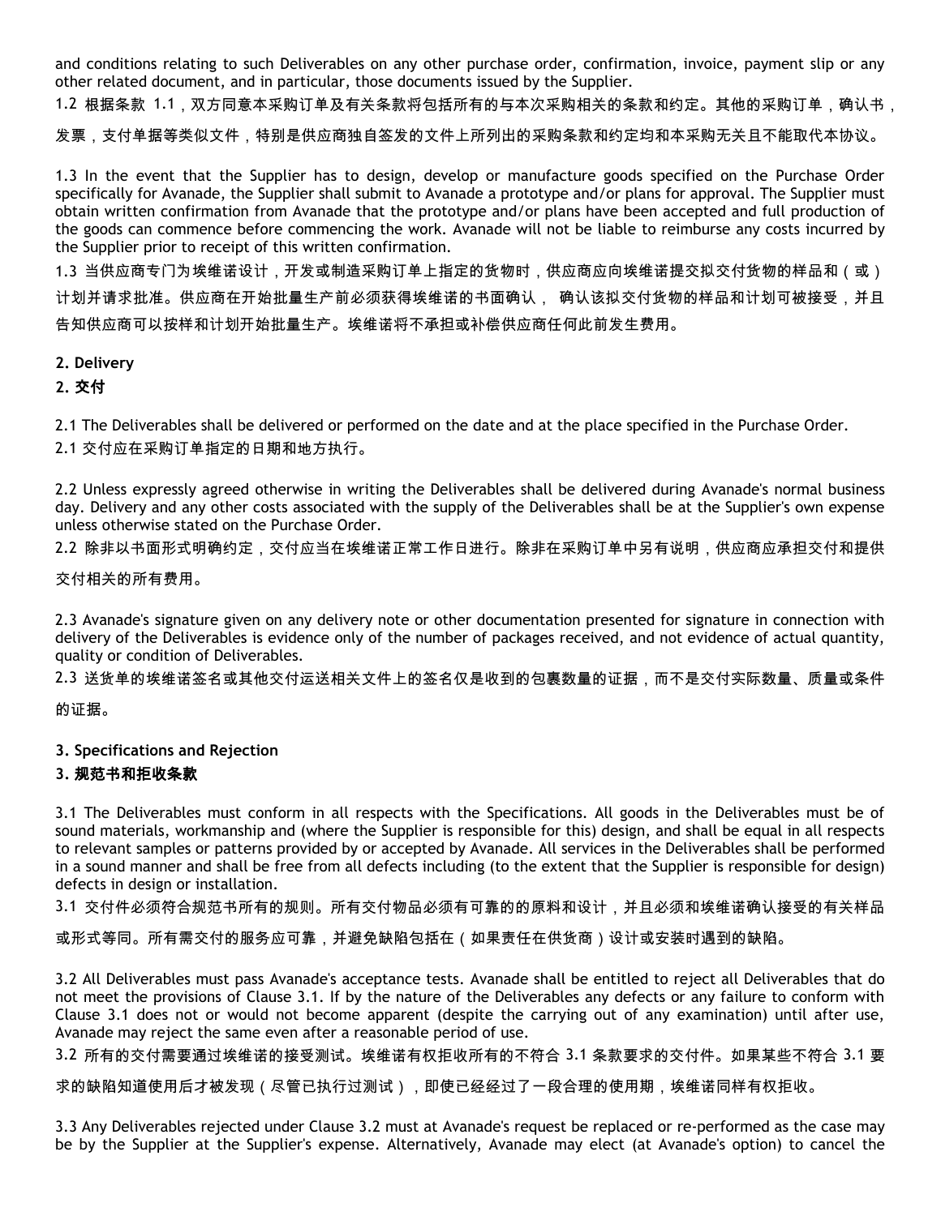and conditions relating to such Deliverables on any other purchase order, confirmation, invoice, payment slip or any other related document, and in particular, those documents issued by the Supplier.

1.2 根据条款 1.1，双方同意本采购订单及有关条款将包括所有的与本次采购相关的条款和约定。其他的采购订单，确认书，发票，支付单据等类似文件，特别是供应商独自签发的文件上所列出的采购条款和约定均和本采购无关且不能取代本协议。

1.3 In the event that the Supplier has to design, develop or manufacture goods specified on the Purchase Order specifically for Avanade, the Supplier shall submit to Avanade a prototype and/or plans for approval. The Supplier must obtain written confirmation from Avanade that the prototype and/or plans have been accepted and full production of the goods can commence before commencing the work. Avanade will not be liable to reimburse any costs incurred by the Supplier prior to receipt of this written confirmation.

1.3 当供应商专门为埃维诺设计，开发或制造采购订单上指定的货物时，供应商应向埃维诺提交拟交付货物的样品和（或）计划并请求批准。供应商在开始批量生产前必须获得埃维诺的书面确认， 确认该拟交付货物的样品和计划可被接受，并且告知供应商可以按样和计划开始批量生产。埃维诺将不承担或补偿供应商任何此前发生费用。

**2. Delivery**

**2. 交付**

2.1 The Deliverables shall be delivered or performed on the date and at the place specified in the Purchase Order.

2.1 交付应在采购订单指定的日期和地方执行。

2.2 Unless expressly agreed otherwise in writing the Deliverables shall be delivered during Avanade's normal business day. Delivery and any other costs associated with the supply of the Deliverables shall be at the Supplier's own expense unless otherwise stated on the Purchase Order.

2.2 除非以书面形式明确约定，交付应当在埃维诺正常工作日进行。除非在采购订单中另有说明，供应商应承担交付和提供交付相关的所有费用。

2.3 Avanade's signature given on any delivery note or other documentation presented for signature in connection with delivery of the Deliverables is evidence only of the number of packages received, and not evidence of actual quantity, quality or condition of Deliverables.

2.3 送货单的埃维诺签名或其他交付运送相关文件上的签名仅是收到的包裹数量的证据，而不是交付实际数量、质量或条件的证据。

**3. Specifications and Rejection**

**3. 规范书和拒收条款**

3.1 The Deliverables must conform in all respects with the Specifications. All goods in the Deliverables must be of sound materials, workmanship and (where the Supplier is responsible for this) design, and shall be equal in all respects to relevant samples or patterns provided by or accepted by Avanade. All services in the Deliverables shall be performed in a sound manner and shall be free from all defects including (to the extent that the Supplier is responsible for design) defects in design or installation.

3.1 交付件必须符合规范书所有的规则。所有交付物品必须有可靠的的原料和设计，并且必须和埃维诺确认接受的有关样品或形式等同。所有需交付的服务应可靠，并避免缺陷包括在（如果责任在供货商）设计或安装时遇到的缺陷。

3.2 All Deliverables must pass Avanade's acceptance tests. Avanade shall be entitled to reject all Deliverables that do not meet the provisions of Clause 3.1. If by the nature of the Deliverables any defects or any failure to conform with Clause 3.1 does not or would not become apparent (despite the carrying out of any examination) until after use, Avanade may reject the same even after a reasonable period of use.

3.2 所有的交付需要通过埃维诺的接受测试。埃维诺有权拒收所有的不符合 3.1 条款要求的交付件。如果某些不符合 3.1 要求的缺陷知道使用后才被发现（尽管已执行过测试），即使已经经过了一段合理的使用期，埃维诺同样有权拒收。

3.3 Any Deliverables rejected under Clause 3.2 must at Avanade's request be replaced or re-performed as the case may be by the Supplier at the Supplier's expense. Alternatively, Avanade may elect (at Avanade's option) to cancel the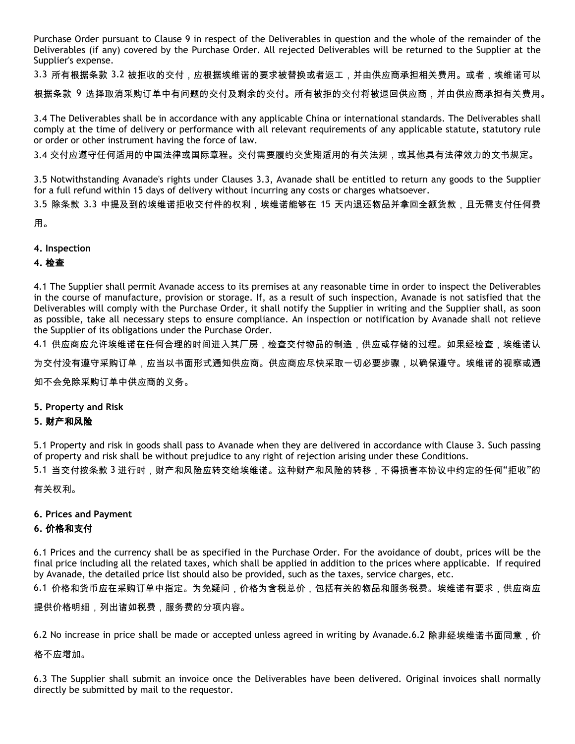Purchase Order pursuant to Clause 9 in respect of the Deliverables in question and the whole of the remainder of the Deliverables (if any) covered by the Purchase Order. All rejected Deliverables will be returned to the Supplier at the Supplier's expense.

3.3 所有根据条款 3.2 被拒收的交付，应根据埃维诺的要求被替换或者返工，并由供应商承担相关费用。或者，埃维诺可以根据条款 9 选择取消采购订单中有问题的交付及剩余的交付。所有被拒的交付将被退回供应商，并由供应商承担有关费用。

3.4 The Deliverables shall be in accordance with any applicable China or international standards. The Deliverables shall comply at the time of delivery or performance with all relevant requirements of any applicable statute, statutory rule or order or other instrument having the force of law.

3.4 交付应遵守任何适用的中国法律或国际章程。交付需要履约交货期适用的有关法规，或其他具有法律效力的文书规定。

3.5 Notwithstanding Avanade's rights under Clauses 3.3, Avanade shall be entitled to return any goods to the Supplier for a full refund within 15 days of delivery without incurring any costs or charges whatsoever.

3.5 除条款 3.3 中提及到的埃维诺拒收交付件的权利，埃维诺能够在 15 天内退还物品并拿回全额货款，且无需支付任何费用。

**4. Inspection**

**4. 检查**

4.1 The Supplier shall permit Avanade access to its premises at any reasonable time in order to inspect the Deliverables in the course of manufacture, provision or storage. If, as a result of such inspection, Avanade is not satisfied that the Deliverables will comply with the Purchase Order, it shall notify the Supplier in writing and the Supplier shall, as soon as possible, take all necessary steps to ensure compliance. An inspection or notification by Avanade shall not relieve the Supplier of its obligations under the Purchase Order.

4.1 供应商应允许埃维诺在任何合理的时间进入其厂房，检查交付物品的制造，供应或存储的过程。如果经检查，埃维诺认为交付没有遵守采购订单，应当以书面形式通知供应商。供应商应尽快采取一切必要步骤，以确保遵守。埃维诺的视察或通知不会免除采购订单中供应商的义务。

**5. Property and Risk**

**5. 财产和风险**

5.1 Property and risk in goods shall pass to Avanade when they are delivered in accordance with Clause 3. Such passing of property and risk shall be without prejudice to any right of rejection arising under these Conditions.

5.1 当交付按条款 3 进行时，财产和风险应转交给埃维诺。这种财产和风险的转移，不得损害本协议中约定的任何“拒收”的有关权利。

**6. Prices and Payment**

**6. 价格和支付**

6.1 Prices and the currency shall be as specified in the Purchase Order. For the avoidance of doubt, prices will be the final price including all the related taxes, which shall be applied in addition to the prices where applicable. If required by Avanade, the detailed price list should also be provided, such as the taxes, service charges, etc.

6.1 价格和货币应在采购订单中指定。为免疑问，价格为含税总价，包括有关的物品和服务税费。埃维诺有要求，供应商应提供价格明细，列出诸如税费，服务费的分项内容。

6.2 No increase in price shall be made or accepted unless agreed in writing by Avanade.6.2 除非经埃维诺书面同意，价格不应增加。

6.3 The Supplier shall submit an invoice once the Deliverables have been delivered. Original invoices shall normally directly be submitted by mail to the requestor.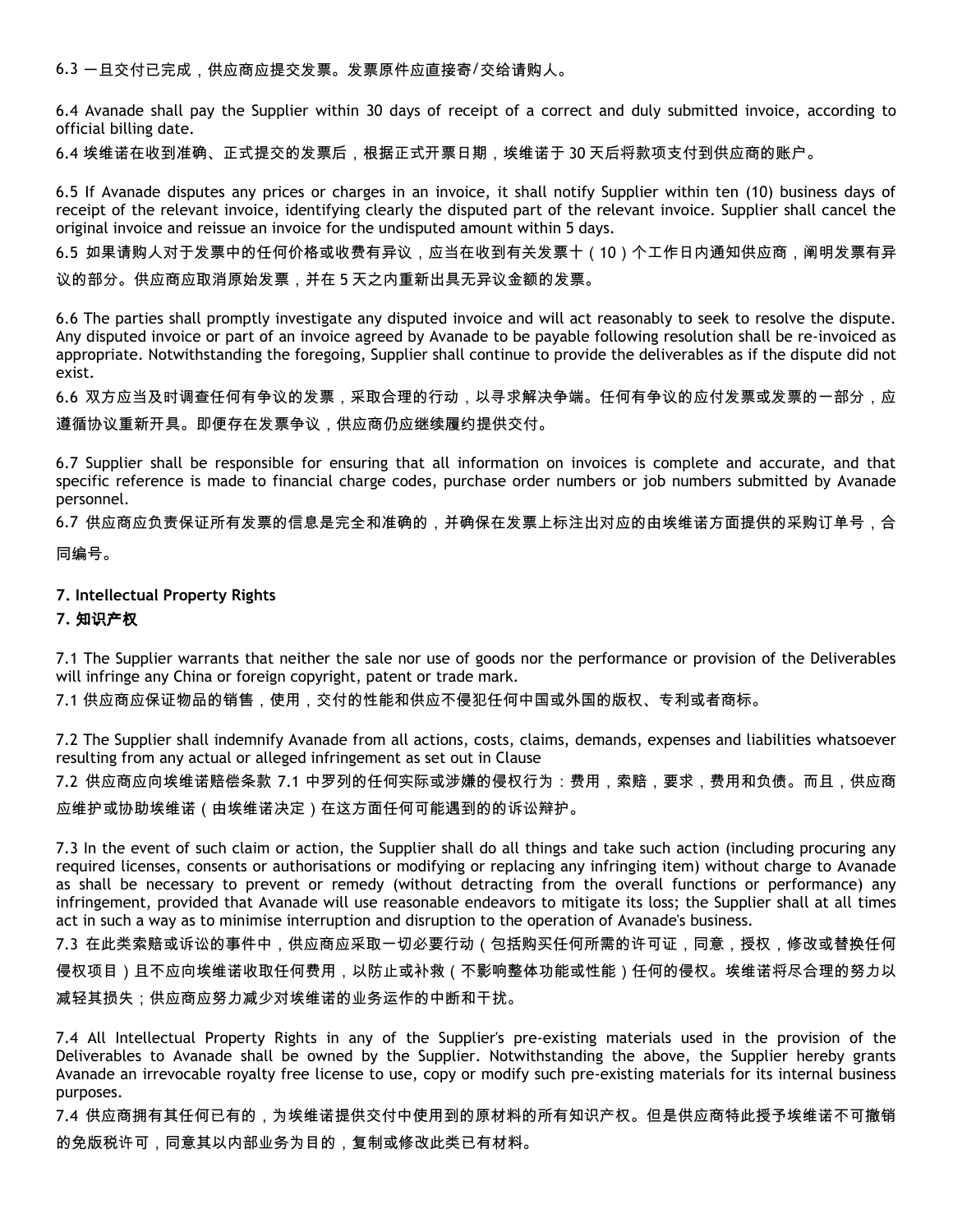6.3 一旦交付已完成，供应商应提交发票。发票原件应直接寄/交给请购人。

6.4 Avanade shall pay the Supplier within 30 days of receipt of a correct and duly submitted invoice, according to official billing date.

6.4 埃维诺在收到准确、正式提交的发票后，根据正式开票日期，埃维诺于 30 天后将款项支付到供应商的账户。

6.5 If Avanade disputes any prices or charges in an invoice, it shall notify Supplier within ten (10) business days of receipt of the relevant invoice, identifying clearly the disputed part of the relevant invoice. Supplier shall cancel the original invoice and reissue an invoice for the undisputed amount within 5 days.

6.5 如果请购人对于发票中的任何价格或收费有异议，应当在收到有关发票十（10）个工作日内通知供应商，阐明发票有异议的部分。供应商应取消原始发票，并在 5 天之内重新出具无异议金额的发票。

6.6 The parties shall promptly investigate any disputed invoice and will act reasonably to seek to resolve the dispute. Any disputed invoice or part of an invoice agreed by Avanade to be payable following resolution shall be re-invoiced as appropriate. Notwithstanding the foregoing, Supplier shall continue to provide the deliverables as if the dispute did not exist.

6.6 双方应当及时调查任何有争议的发票，采取合理的行动，以寻求解决争端。任何有争议的应付发票或发票的一部分，应遵循协议重新开具。即便存在发票争议，供应商仍应继续履约提供交付。

6.7 Supplier shall be responsible for ensuring that all information on invoices is complete and accurate, and that specific reference is made to financial charge codes, purchase order numbers or job numbers submitted by Avanade personnel.

6.7 供应商应负责保证所有发票的信息是完全和准确的，并确保在发票上标注出对应的由埃维诺方面提供的采购订单号，合同编号。

**7. Intellectual Property Rights**

**7. 知识产权**

7.1 The Supplier warrants that neither the sale nor use of goods nor the performance or provision of the Deliverables will infringe any China or foreign copyright, patent or trade mark.

7.1 供应商应保证物品的销售，使用，交付的性能和供应不侵犯任何中国或外国的版权、专利或者商标。

7.2 The Supplier shall indemnify Avanade from all actions, costs, claims, demands, expenses and liabilities whatsoever resulting from any actual or alleged infringement as set out in Clause

7.2 供应商应向埃维诺赔偿条款 7.1 中罗列的任何实际或涉嫌的侵权行为：费用，索赔，要求，费用和负债。而且，供应商应维护或协助埃维诺（由埃维诺决定）在这方面任何可能遇到的的诉讼辩护。

7.3 In the event of such claim or action, the Supplier shall do all things and take such action (including procuring any required licenses, consents or authorisations or modifying or replacing any infringing item) without charge to Avanade as shall be necessary to prevent or remedy (without detracting from the overall functions or performance) any infringement, provided that Avanade will use reasonable endeavors to mitigate its loss; the Supplier shall at all times act in such a way as to minimise interruption and disruption to the operation of Avanade's business.

7.3 在此类索赔或诉讼的事件中，供应商应采取一切必要行动（包括购买任何所需的许可证，同意，授权，修改或替换任何侵权项目）且不应向埃维诺收取任何费用，以防止或补救（不影响整体功能或性能）任何的侵权。埃维诺将尽合理的努力以减轻其损失；供应商应努力减少对埃维诺的业务运作的中断和干扰。

7.4 All Intellectual Property Rights in any of the Supplier's pre-existing materials used in the provision of the Deliverables to Avanade shall be owned by the Supplier. Notwithstanding the above, the Supplier hereby grants Avanade an irrevocable royalty free license to use, copy or modify such pre-existing materials for its internal business purposes.

7.4 供应商拥有其任何已有的，为埃维诺提供交付中使用到的原材料的所有知识产权。但是供应商特此授予埃维诺不可撤销的免版税许可，同意其以内部业务为目的，复制或修改此类已有材料。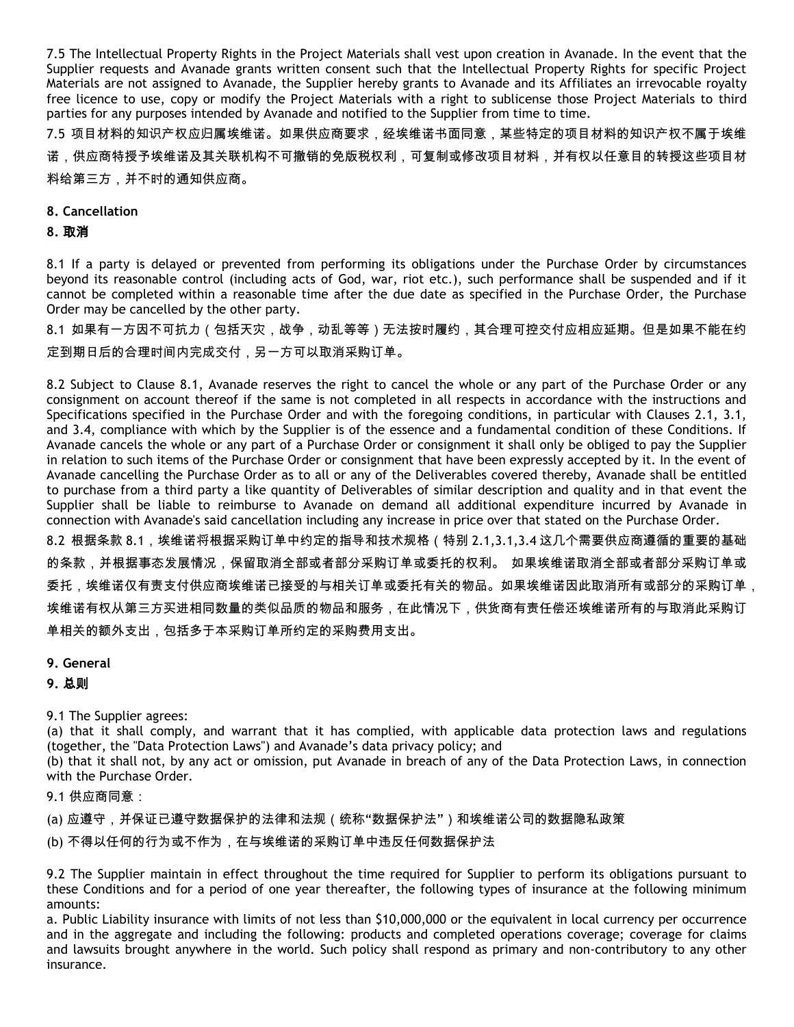7.5 The Intellectual Property Rights in the Project Materials shall vest upon creation in Avanade. In the event that the Supplier requests and Avanade grants written consent such that the Intellectual Property Rights for specific Project Materials are not assigned to Avanade, the Supplier hereby grants to Avanade and its Affiliates an irrevocable royalty free licence to use, copy or modify the Project Materials with a right to sublicense those Project Materials to third parties for any purposes intended by Avanade and notified to the Supplier from time to time.

7.5 项目材料的知识产权应归属埃维诺。如果供应商要求，经埃维诺书面同意，某些特定的项目材料的知识产权不属于埃维诺，供应商特授予埃维诺及其关联机构不可撤销的免版税权利，可复制或修改项目材料，并有权以任意目的转授这些项目材料给第三方，并不时的通知供应商。

**8. Cancellation**

**8. 取消**

8.1 If a party is delayed or prevented from performing its obligations under the Purchase Order by circumstances beyond its reasonable control (including acts of God, war, riot etc.), such performance shall be suspended and if it cannot be completed within a reasonable time after the due date as specified in the Purchase Order, the Purchase Order may be cancelled by the other party.

8.1 如果有一方因不可抗力（包括天灾，战争，动乱等等）无法按时履约，其合理可控交付应相应延期。但是如果不能在约定到期日后的合理时间内完成交付，另一方可以取消采购订单。

8.2 Subject to Clause 8.1, Avanade reserves the right to cancel the whole or any part of the Purchase Order or any consignment on account thereof if the same is not completed in all respects in accordance with the instructions and Specifications specified in the Purchase Order and with the foregoing conditions, in particular with Clauses 2.1, 3.1, and 3.4, compliance with which by the Supplier is of the essence and a fundamental condition of these Conditions. If Avanade cancels the whole or any part of a Purchase Order or consignment it shall only be obliged to pay the Supplier in relation to such items of the Purchase Order or consignment that have been expressly accepted by it. In the event of Avanade cancelling the Purchase Order as to all or any of the Deliverables covered thereby, Avanade shall be entitled to purchase from a third party a like quantity of Deliverables of similar description and quality and in that event the Supplier shall be liable to reimburse to Avanade on demand all additional expenditure incurred by Avanade in connection with Avanade's said cancellation including any increase in price over that stated on the Purchase Order.

8.2 根据条款 8.1，埃维诺将根据采购订单中约定的指导和技术规格（特别 2.1,3.1,3.4 这几个需要供应商遵循的重要的基础的条款，并根据事态发展情况，保留取消全部或者部分采购订单或委托的权利。 如果埃维诺取消全部或者部分采购订单或委托，埃维诺仅有责支付供应商埃维诺已接受的与相关订单或委托有关的物品。如果埃维诺因此取消所有或部分的采购订单，埃维诺有权从第三方买进相同数量的类似品质的物品和服务，在此情况下，供货商有责任偿还埃维诺所有的与取消此采购订单相关的额外支出，包括多于本采购订单所约定的采购费用支出。

**9. General**

**9. 总则**

9.1 The Supplier agrees:

(a) that it shall comply, and warrant that it has complied, with applicable data protection laws and regulations (together, the "Data Protection Laws") and Avanade's data privacy policy; and

(b) that it shall not, by any act or omission, put Avanade in breach of any of the Data Protection Laws, in connection with the Purchase Order.

9.1 供应商同意：

(a) 应遵守，并保证已遵守数据保护的法律和法规（统称“数据保护法”）和埃维诺公司的数据隐私政策

(b) 不得以任何的行为或不作为，在与埃维诺的采购订单中违反任何数据保护法

9.2 The Supplier maintain in effect throughout the time required for Supplier to perform its obligations pursuant to these Conditions and for a period of one year thereafter, the following types of insurance at the following minimum amounts:

a. Public Liability insurance with limits of not less than $10,000,000 or the equivalent in local currency per occurrence and in the aggregate and including the following: products and completed operations coverage; coverage for claims and lawsuits brought anywhere in the world. Such policy shall respond as primary and non-contributory to any other insurance.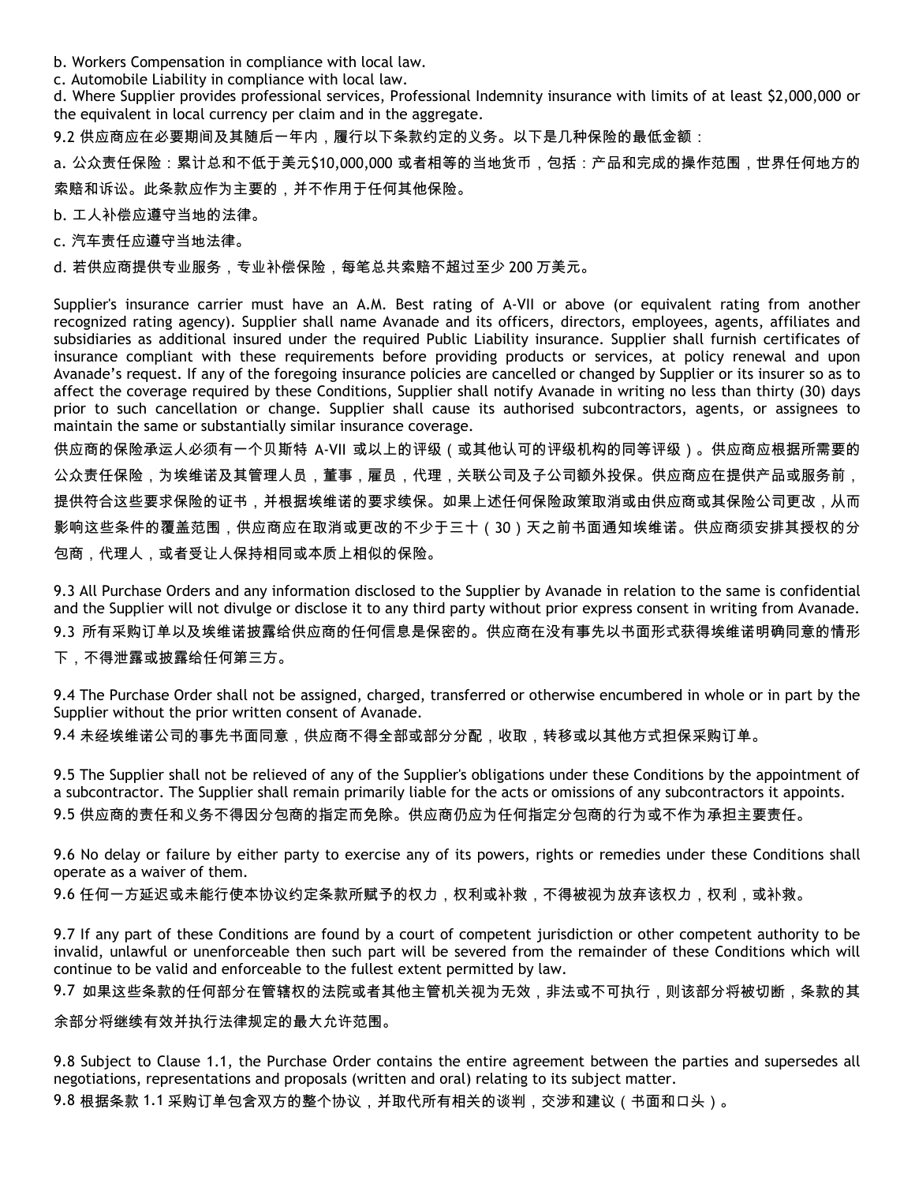b. Workers Compensation in compliance with local law.

c. Automobile Liability in compliance with local law.

d. Where Supplier provides professional services, Professional Indemnity insurance with limits of at least $2,000,000 or the equivalent in local currency per claim and in the aggregate.

9.2 供应商应在必要期间及其随后一年内，履行以下条款约定的义务。以下是几种保险的最低金额：

a. 公众责任保险：累计总和不低于美元$10,000,000 或者相等的当地货币，包括：产品和完成的操作范围，世界任何地方的索赔和诉讼。此条款应作为主要的，并不作用于任何其他保险。

b. 工人补偿应遵守当地的法律。

c. 汽车责任应遵守当地法律。

d. 若供应商提供专业服务，专业补偿保险，每笔总共索赔不超过至少 200 万美元。

Supplier's insurance carrier must have an A.M. Best rating of A-VII or above (or equivalent rating from another recognized rating agency). Supplier shall name Avanade and its officers, directors, employees, agents, affiliates and subsidiaries as additional insured under the required Public Liability insurance. Supplier shall furnish certificates of insurance compliant with these requirements before providing products or services, at policy renewal and upon Avanade's request. If any of the foregoing insurance policies are cancelled or changed by Supplier or its insurer so as to affect the coverage required by these Conditions, Supplier shall notify Avanade in writing no less than thirty (30) days prior to such cancellation or change. Supplier shall cause its authorised subcontractors, agents, or assignees to maintain the same or substantially similar insurance coverage.

供应商的保险承运人必须有一个贝斯特 A-VII 或以上的评级（或其他认可的评级机构的同等评级）。供应商应根据所需要的公众责任保险，为埃维诺及其管理人员，董事，雇员，代理，关联公司及子公司额外投保。供应商应在提供产品或服务前，提供符合这些要求保险的证书，并根据埃维诺的要求续保。如果上述任何保险政策取消或由供应商或其保险公司更改，从而影响这些条件的覆盖范围，供应商应在取消或更改的不少于三十（30）天之前书面通知埃维诺。供应商须安排其授权的分包商，代理人，或者受让人保持相同或本质上相似的保险。

9.3 All Purchase Orders and any information disclosed to the Supplier by Avanade in relation to the same is confidential and the Supplier will not divulge or disclose it to any third party without prior express consent in writing from Avanade.

9.3 所有采购订单以及埃维诺披露给供应商的任何信息是保密的。供应商在没有事先以书面形式获得埃维诺明确同意的情形下，不得泄露或披露给任何第三方。

9.4 The Purchase Order shall not be assigned, charged, transferred or otherwise encumbered in whole or in part by the Supplier without the prior written consent of Avanade.

9.4 未经埃维诺公司的事先书面同意，供应商不得全部或部分分配，收取，转移或以其他方式担保采购订单。

9.5 The Supplier shall not be relieved of any of the Supplier's obligations under these Conditions by the appointment of a subcontractor. The Supplier shall remain primarily liable for the acts or omissions of any subcontractors it appoints.

9.5 供应商的责任和义务不得因分包商的指定而免除。供应商仍应为任何指定分包商的行为或不作为承担主要责任。

9.6 No delay or failure by either party to exercise any of its powers, rights or remedies under these Conditions shall operate as a waiver of them.

9.6 任何一方延迟或未能行使本协议约定条款所赋予的权力，权利或补救，不得被视为放弃该权力，权利，或补救。

9.7 If any part of these Conditions are found by a court of competent jurisdiction or other competent authority to be invalid, unlawful or unenforceable then such part will be severed from the remainder of these Conditions which will continue to be valid and enforceable to the fullest extent permitted by law.

9.7 如果这些条款的任何部分在管辖权的法院或者其他主管机关视为无效，非法或不可执行，则该部分将被切断，条款的其余部分将继续有效并执行法律规定的最大允许范围。

9.8 Subject to Clause 1.1, the Purchase Order contains the entire agreement between the parties and supersedes all negotiations, representations and proposals (written and oral) relating to its subject matter.

9.8 根据条款 1.1 采购订单包含双方的整个协议，并取代所有相关的谈判，交涉和建议（书面和口头）。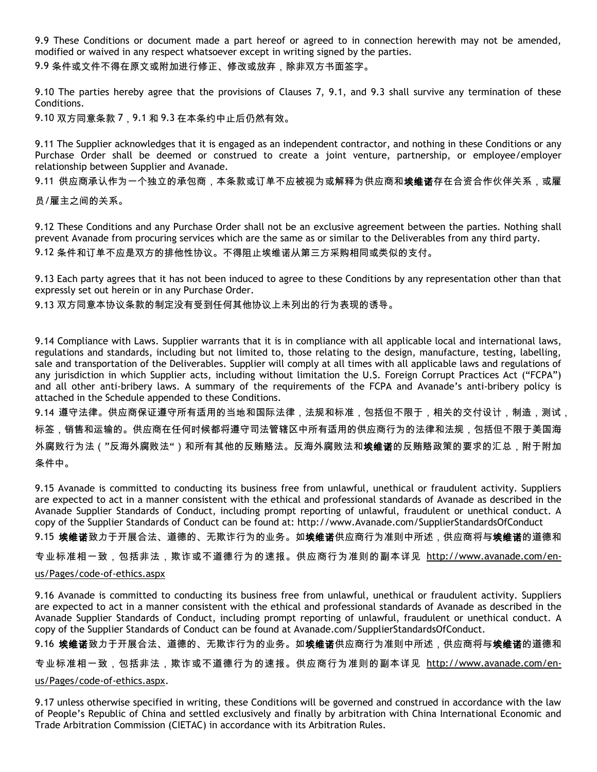9.9 These Conditions or document made a part hereof or agreed to in connection herewith may not be amended, modified or waived in any respect whatsoever except in writing signed by the parties.

9.9 条件或文件不得在原文或附加进行修正、修改或放弃，除非双方书面签字。

9.10 The parties hereby agree that the provisions of Clauses 7, 9.1, and 9.3 shall survive any termination of these Conditions.

9.10 双方同意条款 7，9.1 和 9.3 在本条约中止后仍然有效。

9.11 The Supplier acknowledges that it is engaged as an independent contractor, and nothing in these Conditions or any Purchase Order shall be deemed or construed to create a joint venture, partnership, or employee/employer relationship between Supplier and Avanade.

9.11 供应商承认作为一个独立的承包商，本条款或订单不应被视为或解释为供应商和**埃维诺**存在合资合作伙伴关系，或雇员/雇主之间的关系。

9.12 These Conditions and any Purchase Order shall not be an exclusive agreement between the parties. Nothing shall prevent Avanade from procuring services which are the same as or similar to the Deliverables from any third party.

9.12 条件和订单不应是双方的排他性协议。不得阻止埃维诺从第三方采购相同或类似的支付。

9.13 Each party agrees that it has not been induced to agree to these Conditions by any representation other than that expressly set out herein or in any Purchase Order.

9.13 双方同意本协议条款的制定没有受到任何其他协议上未列出的行为表现的诱导。

9.14 Compliance with Laws. Supplier warrants that it is in compliance with all applicable local and international laws, regulations and standards, including but not limited to, those relating to the design, manufacture, testing, labelling, sale and transportation of the Deliverables. Supplier will comply at all times with all applicable laws and regulations of any jurisdiction in which Supplier acts, including without limitation the U.S. Foreign Corrupt Practices Act ("FCPA") and all other anti-bribery laws. A summary of the requirements of the FCPA and Avanade's anti-bribery policy is attached in the Schedule appended to these Conditions.

9.14 遵守法律。供应商保证遵守所有适用的当地和国际法律，法规和标准，包括但不限于，相关的交付设计，制造，测试，标签，销售和运输的。供应商在任何时候都将遵守司法管辖区中所有适用的供应商行为的法律和法规，包括但不限于美国海外腐败行为法（"反海外腐败法"）和所有其他的反贿赂法。反海外腐败法和**埃维诺**的反贿赂政策的要求的汇总，附于附加条件中。

9.15 Avanade is committed to conducting its business free from unlawful, unethical or fraudulent activity. Suppliers are expected to act in a manner consistent with the ethical and professional standards of Avanade as described in the Avanade Supplier Standards of Conduct, including prompt reporting of unlawful, fraudulent or unethical conduct. A copy of the Supplier Standards of Conduct can be found at: http://www.Avanade.com/SupplierStandardsOfConduct

9.15 **埃维诺**致力于开展合法、道德的、无欺诈行为的业务。如**埃维诺**供应商行为准则中所述，供应商将与**埃维诺**的道德和专业标准相一致，包括非法，欺诈或不道德行为的速报。供应商行为准则的副本详见 http://www.avanade.com/en-us/Pages/code-of-ethics.aspx

9.16 Avanade is committed to conducting its business free from unlawful, unethical or fraudulent activity. Suppliers are expected to act in a manner consistent with the ethical and professional standards of Avanade as described in the Avanade Supplier Standards of Conduct, including prompt reporting of unlawful, fraudulent or unethical conduct. A copy of the Supplier Standards of Conduct can be found at Avanade.com/SupplierStandardsOfConduct.

9.16 **埃维诺**致力于开展合法、道德的、无欺诈行为的业务。如**埃维诺**供应商行为准则中所述，供应商将与**埃维诺**的道德和专业标准相一致，包括非法，欺诈或不道德行为的速报。供应商行为准则的副本详见 http://www.avanade.com/en-us/Pages/code-of-ethics.aspx.

9.17 unless otherwise specified in writing, these Conditions will be governed and construed in accordance with the law of People's Republic of China and settled exclusively and finally by arbitration with China International Economic and Trade Arbitration Commission (CIETAC) in accordance with its Arbitration Rules.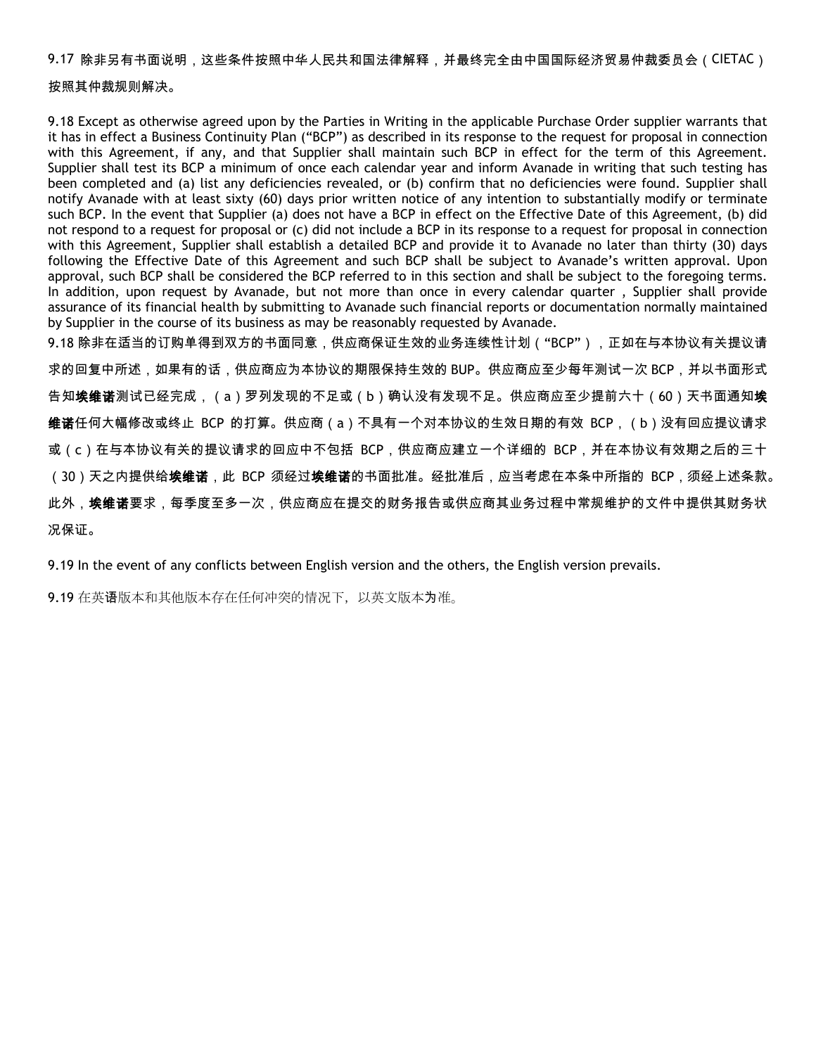9.17 除非另有书面说明，这些条件按照中华人民共和国法律解释，并最终完全由中国国际经济贸易仲裁委员会（CIETAC）按照其仲裁规则解决。

9.18 Except as otherwise agreed upon by the Parties in Writing in the applicable Purchase Order supplier warrants that it has in effect a Business Continuity Plan ("BCP") as described in its response to the request for proposal in connection with this Agreement, if any, and that Supplier shall maintain such BCP in effect for the term of this Agreement. Supplier shall test its BCP a minimum of once each calendar year and inform Avanade in writing that such testing has been completed and (a) list any deficiencies revealed, or (b) confirm that no deficiencies were found. Supplier shall notify Avanade with at least sixty (60) days prior written notice of any intention to substantially modify or terminate such BCP. In the event that Supplier (a) does not have a BCP in effect on the Effective Date of this Agreement, (b) did not respond to a request for proposal or (c) did not include a BCP in its response to a request for proposal in connection with this Agreement, Supplier shall establish a detailed BCP and provide it to Avanade no later than thirty (30) days following the Effective Date of this Agreement and such BCP shall be subject to Avanade's written approval. Upon approval, such BCP shall be considered the BCP referred to in this section and shall be subject to the foregoing terms. In addition, upon request by Avanade, but not more than once in every calendar quarter , Supplier shall provide assurance of its financial health by submitting to Avanade such financial reports or documentation normally maintained by Supplier in the course of its business as may be reasonably requested by Avanade.

9.18 除非在适当的订购单得到双方的书面同意，供应商保证生效的业务连续性计划（"BCP"），正如在与本协议有关提议请求的回复中所述，如果有的话，供应商应为本协议的期限保持生效的 BUP。供应商应至少每年测试一次 BCP，并以书面形式告知**埃维诺**测试已经完成，（a）罗列发现的不足或（b）确认没有发现不足。供应商应至少提前六十（60）天书面通知**埃维诺**任何大幅修改或终止 BCP 的打算。供应商（a）不具有一个对本协议的生效日期的有效 BCP，（b）没有回应提议请求或（c）在与本协议有关的提议请求的回应中不包括 BCP，供应商应建立一个详细的 BCP，并在本协议有效期之后的三十（30）天之内提供给**埃维诺**，此 BCP 须经过**埃维诺**的书面批准。经批准后，应当考虑在本条中所指的 BCP，须经上述条款。此外，**埃维诺**要求，每季度至多一次，供应商应在提交的财务报告或供应商其业务过程中常规维护的文件中提供其财务状况保证。

9.19 In the event of any conflicts between English version and the others, the English version prevails.

9.19 在英语版本和其他版本存在任何冲突的情况下，以英文版本为准。